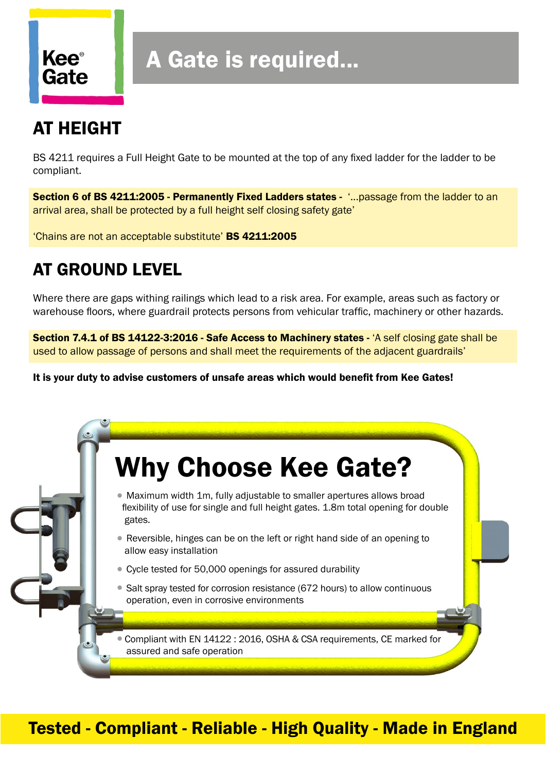Kee® Gate

# A Gate is required...

## AT HEIGHT

BS 4211 requires a Full Height Gate to be mounted at the top of any fixed ladder for the ladder to be compliant.

**Section 6 of BS 4211:2005 - Permanently Fixed Ladders states -** '...passage from the ladder to an arrival area, shall be protected by a full height self closing safety gate'

'Chains are not an acceptable substitute' **BS 4211:2005**

## AT GROUND LEVEL

Where there are gaps withing railings which lead to a risk area. For example, areas such as factory or warehouse floors, where guardrail protects persons from vehicular traffic, machinery or other hazards.

**Section 7.4.1 of BS 14122-3:2016 - Safe Access to Machinery states -** 'A self closing gate shall be used to allow passage of persons and shall meet the requirements of the adjacent guardrails'

**It is your duty to advise customers of unsafe areas which would benefit from Kee Gates!**

## Why Choose Kee Gate?

- Maximum width 1m, fully adjustable to smaller apertures allows broad flexibility of use for single and full height gates. 1.8m total opening for double gates.
- Reversible, hinges can be on the left or right hand side of an opening to allow easy installation
- Cycle tested for 50,000 openings for assured durability
- Salt spray tested for corrosion resistance (672 hours) to allow continuous operation, even in corrosive environments
- Compliant with EN 14122 : 2016, OSHA & CSA requirements, CE marked for assured and safe operation

**Tested - Compliant - Reliable - High Quality - Made in England**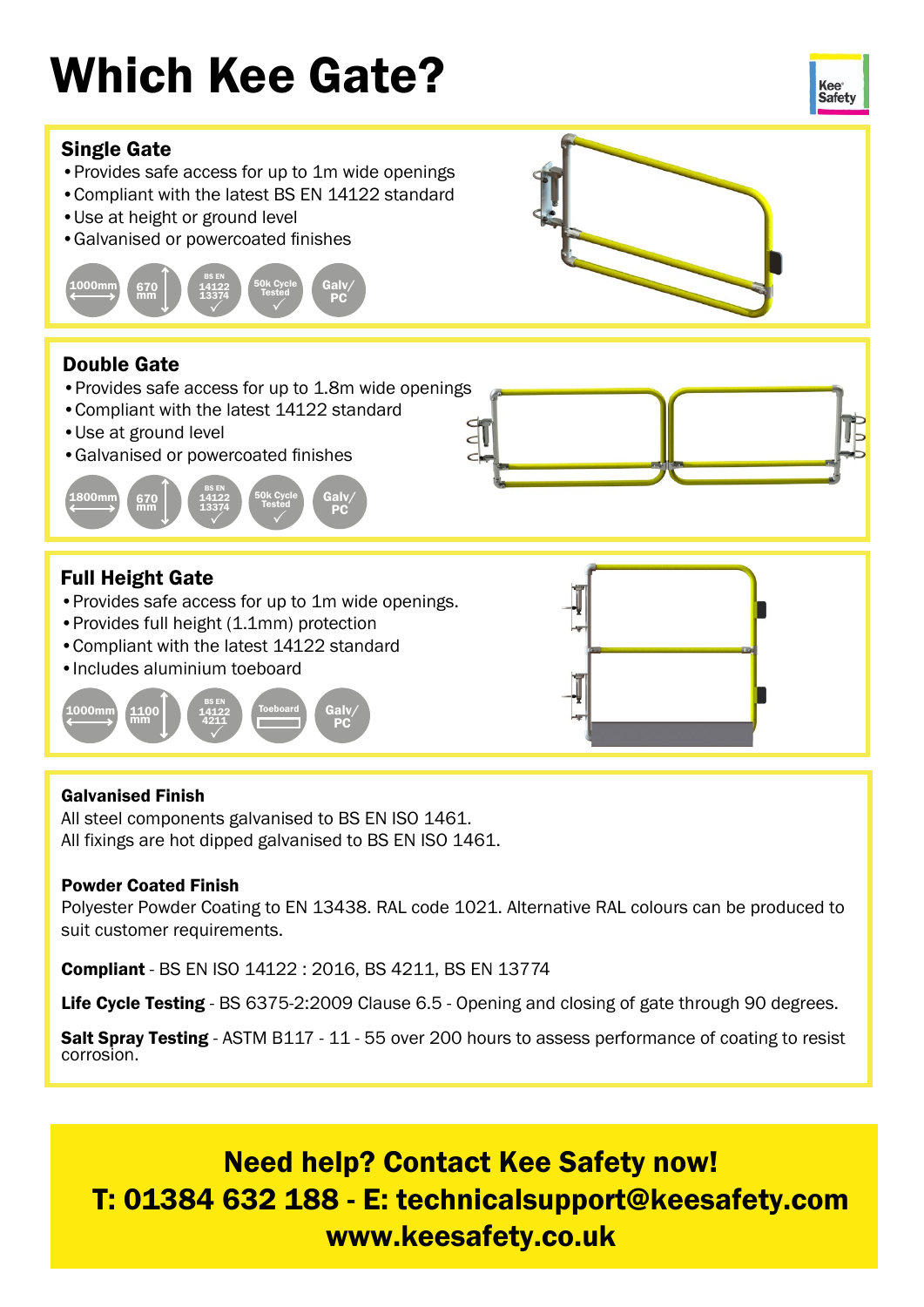# Which Kee Gate?

## Single Gate

- Provides safe access for up to 1m wide openings
- Compliant with the latest BS EN 14122 standard
- Use at height or ground level
- Galvanised or powercoated finishes

1000mm | 670 mm | BS EN 14122 13374 | 50k Cycle Tested | Galv/ PC

## Double Gate

- Provides safe access for up to 1.8m wide openings
- Compliant with the latest 14122 standard
- Use at ground level
- Galvanised or powercoated finishes

1800mm | 670 mm | BS EN 14122 13374 | 50k Cycle Tested | Galv/ PC

## Full Height Gate

- Provides safe access for up to 1m wide openings.
- Provides full height (1.1mm) protection
- Compliant with the latest 14122 standard
- Includes aluminium toeboard

1000mm | 1100 mm | BS EN 14122 4211 | Toeboard | Galv/ PC

### Galvanised Finish

All steel components galvanised to BS EN ISO 1461.
All fixings are hot dipped galvanised to BS EN ISO 1461.

### Powder Coated Finish

Polyester Powder Coating to EN 13438. RAL code 1021. Alternative RAL colours can be produced to suit customer requirements.

**Compliant** - BS EN ISO 14122 : 2016, BS 4211, BS EN 13774

**Life Cycle Testing** - BS 6375-2:2009 Clause 6.5 - Opening and closing of gate through 90 degrees.

**Salt Spray Testing** - ASTM B117 - 11 - 55 over 200 hours to assess performance of coating to resist corrosion.

**Need help? Contact Kee Safety now!**
**T: 01384 632 188 - E: technicalsupport@keesafety.com**
**www.keesafety.co.uk**